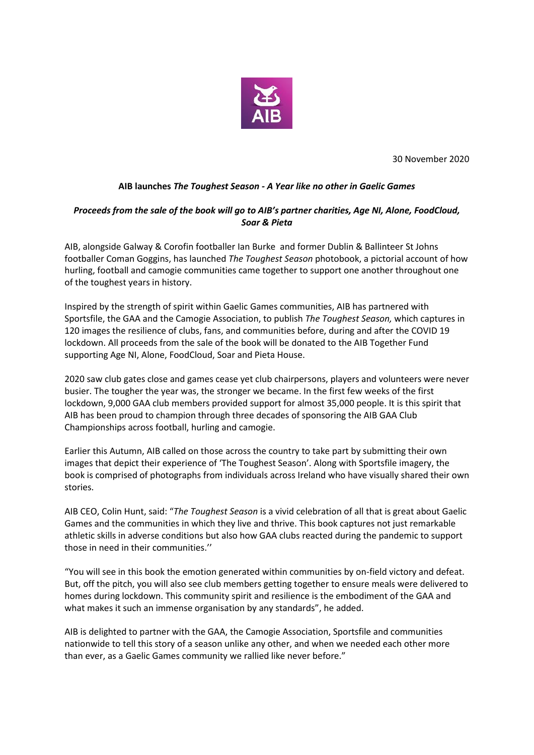30 November 2020

**AIB launches *The Toughest Season - A Year like no other in Gaelic Games***

***Proceeds from the sale of the book will go to AIB's partner charities, Age NI, Alone, FoodCloud, Soar & Pieta***

AIB, alongside Galway & Corofin footballer Ian Burke and former Dublin & Ballinteer St Johns footballer Coman Goggins, has launched *The Toughest Season* photobook, a pictorial account of how hurling, football and camogie communities came together to support one another throughout one of the toughest years in history.

Inspired by the strength of spirit within Gaelic Games communities, AIB has partnered with Sportsfile, the GAA and the Camogie Association, to publish *The Toughest Season,* which captures in 120 images the resilience of clubs, fans, and communities before, during and after the COVID 19 lockdown. All proceeds from the sale of the book will be donated to the AIB Together Fund supporting Age NI, Alone, FoodCloud, Soar and Pieta House.

2020 saw club gates close and games cease yet club chairpersons, players and volunteers were never busier. The tougher the year was, the stronger we became. In the first few weeks of the first lockdown, 9,000 GAA club members provided support for almost 35,000 people. It is this spirit that AIB has been proud to champion through three decades of sponsoring the AIB GAA Club Championships across football, hurling and camogie.

Earlier this Autumn, AIB called on those across the country to take part by submitting their own images that depict their experience of 'The Toughest Season'. Along with Sportsfile imagery, the book is comprised of photographs from individuals across Ireland who have visually shared their own stories.

AIB CEO, Colin Hunt, said: "*The Toughest Season* is a vivid celebration of all that is great about Gaelic Games and the communities in which they live and thrive. This book captures not just remarkable athletic skills in adverse conditions but also how GAA clubs reacted during the pandemic to support those in need in their communities.''

"You will see in this book the emotion generated within communities by on-field victory and defeat. But, off the pitch, you will also see club members getting together to ensure meals were delivered to homes during lockdown. This community spirit and resilience is the embodiment of the GAA and what makes it such an immense organisation by any standards", he added.

AIB is delighted to partner with the GAA, the Camogie Association, Sportsfile and communities nationwide to tell this story of a season unlike any other, and when we needed each other more than ever, as a Gaelic Games community we rallied like never before."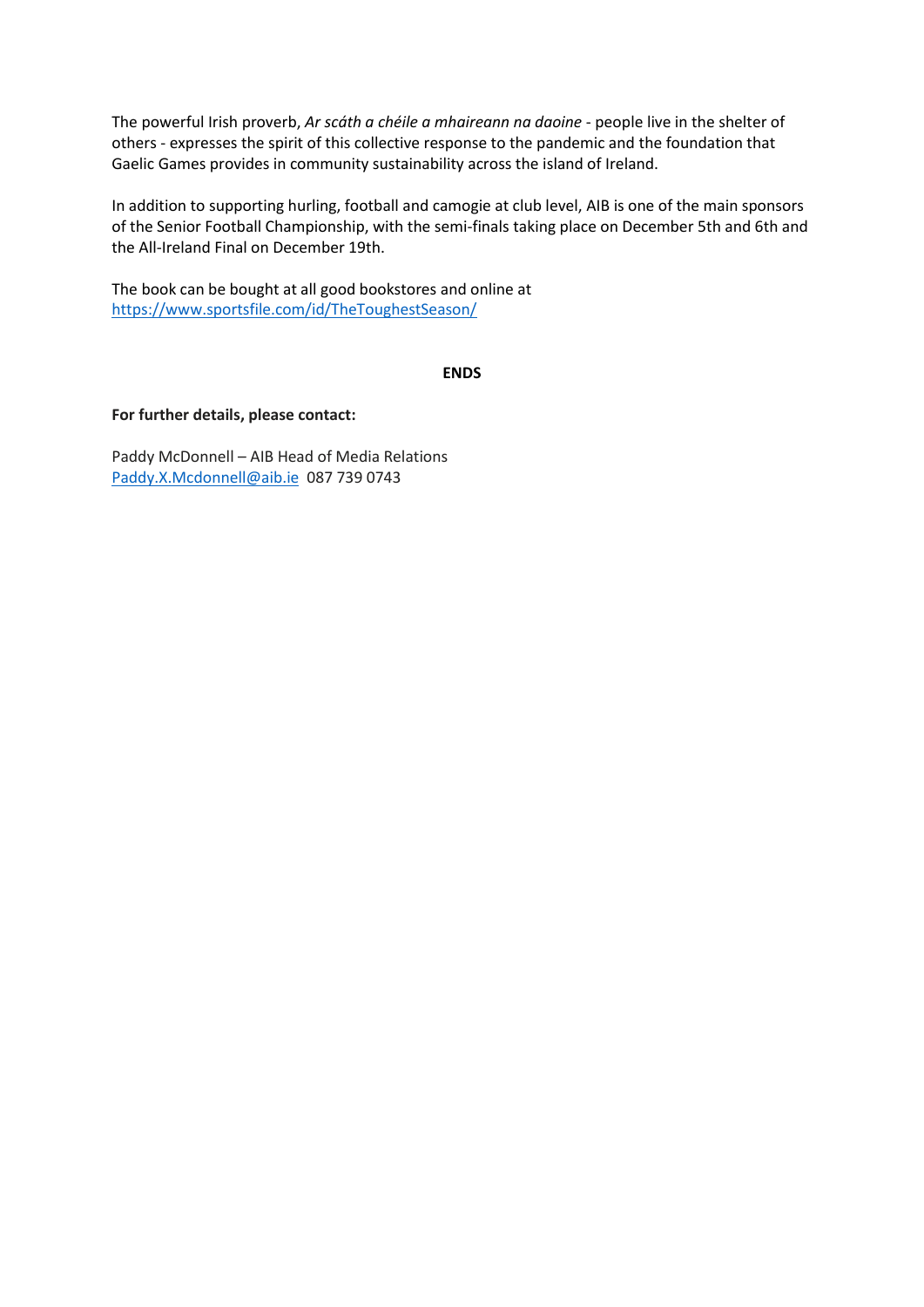The powerful Irish proverb, *Ar scáth a chéile a mhaireann na daoine* - people live in the shelter of others - expresses the spirit of this collective response to the pandemic and the foundation that Gaelic Games provides in community sustainability across the island of Ireland.

In addition to supporting hurling, football and camogie at club level, AIB is one of the main sponsors of the Senior Football Championship, with the semi-finals taking place on December 5th and 6th and the All-Ireland Final on December 19th.

The book can be bought at all good bookstores and online at [https://www.sportsfile.com/id/TheToughestSeason/](https://www.sportsfile.com/id/TheToughestSeason/)

**ENDS**

**For further details, please contact:**

Paddy McDonnell – AIB Head of Media Relations
[Paddy.X.Mcdonnell@aib.ie](mailto:Paddy.X.Mcdonnell@aib.ie) 087 739 0743